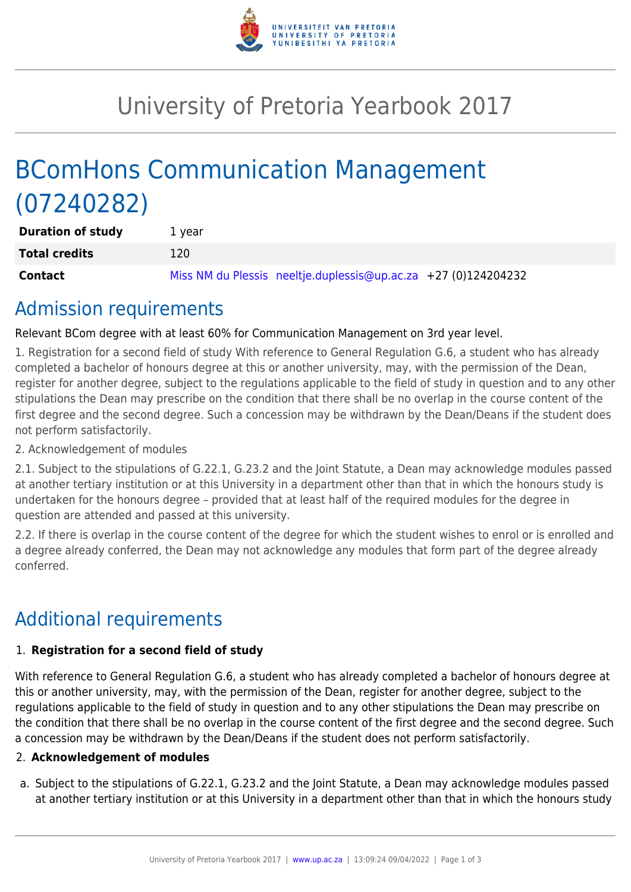# University of Pretoria Yearbook 2017

## BComHons Communication Management (07240282)

| | |
|---|---|
| **Duration of study** | 1 year |
| **Total credits** | 120 |
| **Contact** | Miss NM du Plessis neeltje.duplessis@up.ac.za +27 (0)124204232 |

## Admission requirements

Relevant BCom degree with at least 60% for Communication Management on 3rd year level.

1. Registration for a second field of study With reference to General Regulation G.6, a student who has already completed a bachelor of honours degree at this or another university, may, with the permission of the Dean, register for another degree, subject to the regulations applicable to the field of study in question and to any other stipulations the Dean may prescribe on the condition that there shall be no overlap in the course content of the first degree and the second degree. Such a concession may be withdrawn by the Dean/Deans if the student does not perform satisfactorily.

2. Acknowledgement of modules

2.1. Subject to the stipulations of G.22.1, G.23.2 and the Joint Statute, a Dean may acknowledge modules passed at another tertiary institution or at this University in a department other than that in which the honours study is undertaken for the honours degree – provided that at least half of the required modules for the degree in question are attended and passed at this university.

2.2. If there is overlap in the course content of the degree for which the student wishes to enrol or is enrolled and a degree already conferred, the Dean may not acknowledge any modules that form part of the degree already conferred.

## Additional requirements

1. **Registration for a second field of study**

With reference to General Regulation G.6, a student who has already completed a bachelor of honours degree at this or another university, may, with the permission of the Dean, register for another degree, subject to the regulations applicable to the field of study in question and to any other stipulations the Dean may prescribe on the condition that there shall be no overlap in the course content of the first degree and the second degree. Such a concession may be withdrawn by the Dean/Deans if the student does not perform satisfactorily.

2. **Acknowledgement of modules**

a. Subject to the stipulations of G.22.1, G.23.2 and the Joint Statute, a Dean may acknowledge modules passed at another tertiary institution or at this University in a department other than that in which the honours study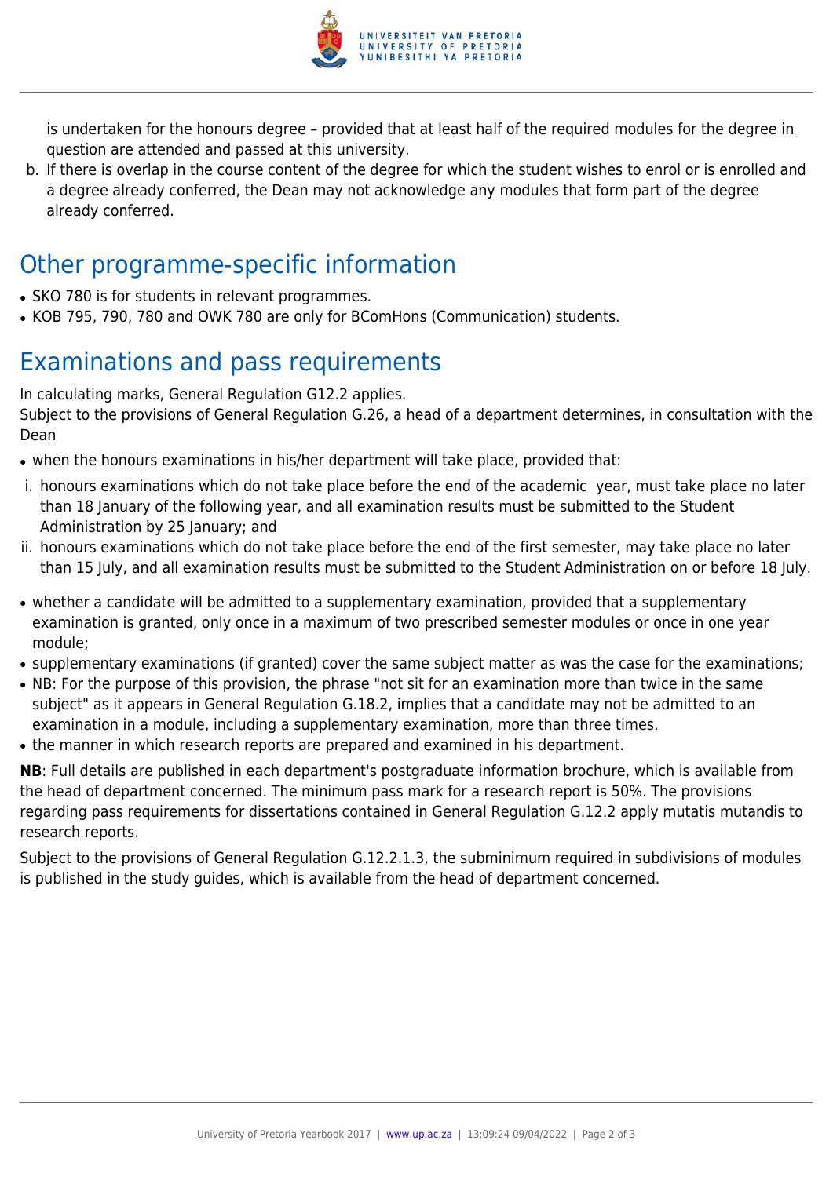is undertaken for the honours degree – provided that at least half of the required modules for the degree in question are attended and passed at this university.

b. If there is overlap in the course content of the degree for which the student wishes to enrol or is enrolled and a degree already conferred, the Dean may not acknowledge any modules that form part of the degree already conferred.

## Other programme-specific information

- SKO 780 is for students in relevant programmes.
- KOB 795, 790, 780 and OWK 780 are only for BComHons (Communication) students.

## Examinations and pass requirements

In calculating marks, General Regulation G12.2 applies.
Subject to the provisions of General Regulation G.26, a head of a department determines, in consultation with the Dean

- when the honours examinations in his/her department will take place, provided that:

i. honours examinations which do not take place before the end of the academic year, must take place no later than 18 January of the following year, and all examination results must be submitted to the Student Administration by 25 January; and
ii. honours examinations which do not take place before the end of the first semester, may take place no later than 15 July, and all examination results must be submitted to the Student Administration on or before 18 July.

- whether a candidate will be admitted to a supplementary examination, provided that a supplementary examination is granted, only once in a maximum of two prescribed semester modules or once in one year module;
- supplementary examinations (if granted) cover the same subject matter as was the case for the examinations;
- NB: For the purpose of this provision, the phrase "not sit for an examination more than twice in the same subject" as it appears in General Regulation G.18.2, implies that a candidate may not be admitted to an examination in a module, including a supplementary examination, more than three times.
- the manner in which research reports are prepared and examined in his department.

**NB**: Full details are published in each department's postgraduate information brochure, which is available from the head of department concerned. The minimum pass mark for a research report is 50%. The provisions regarding pass requirements for dissertations contained in General Regulation G.12.2 apply mutatis mutandis to research reports.

Subject to the provisions of General Regulation G.12.2.1.3, the subminimum required in subdivisions of modules is published in the study guides, which is available from the head of department concerned.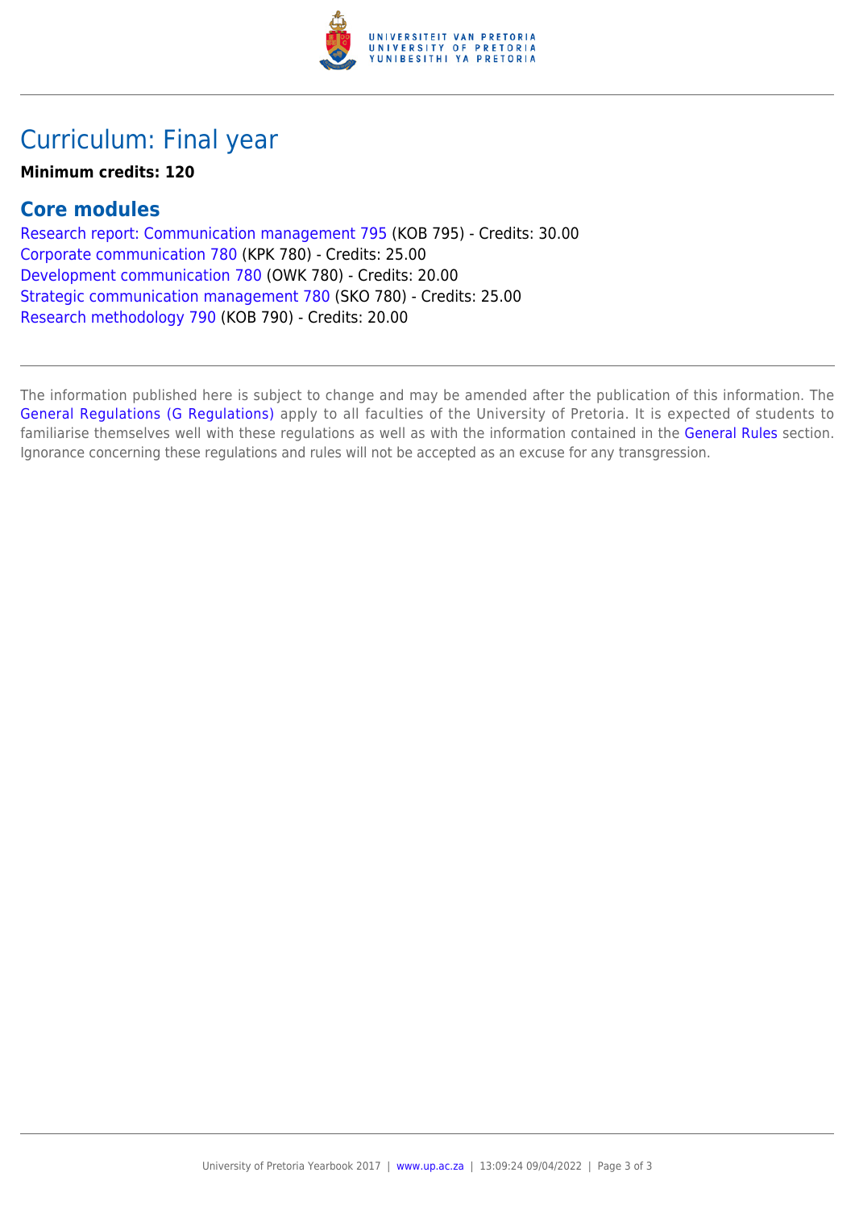# Curriculum: Final year

**Minimum credits: 120**

## Core modules

Research report: Communication management 795 (KOB 795) - Credits: 30.00
Corporate communication 780 (KPK 780) - Credits: 25.00
Development communication 780 (OWK 780) - Credits: 20.00
Strategic communication management 780 (SKO 780) - Credits: 25.00
Research methodology 790 (KOB 790) - Credits: 20.00

The information published here is subject to change and may be amended after the publication of this information. The General Regulations (G Regulations) apply to all faculties of the University of Pretoria. It is expected of students to familiarise themselves well with these regulations as well as with the information contained in the General Rules section. Ignorance concerning these regulations and rules will not be accepted as an excuse for any transgression.